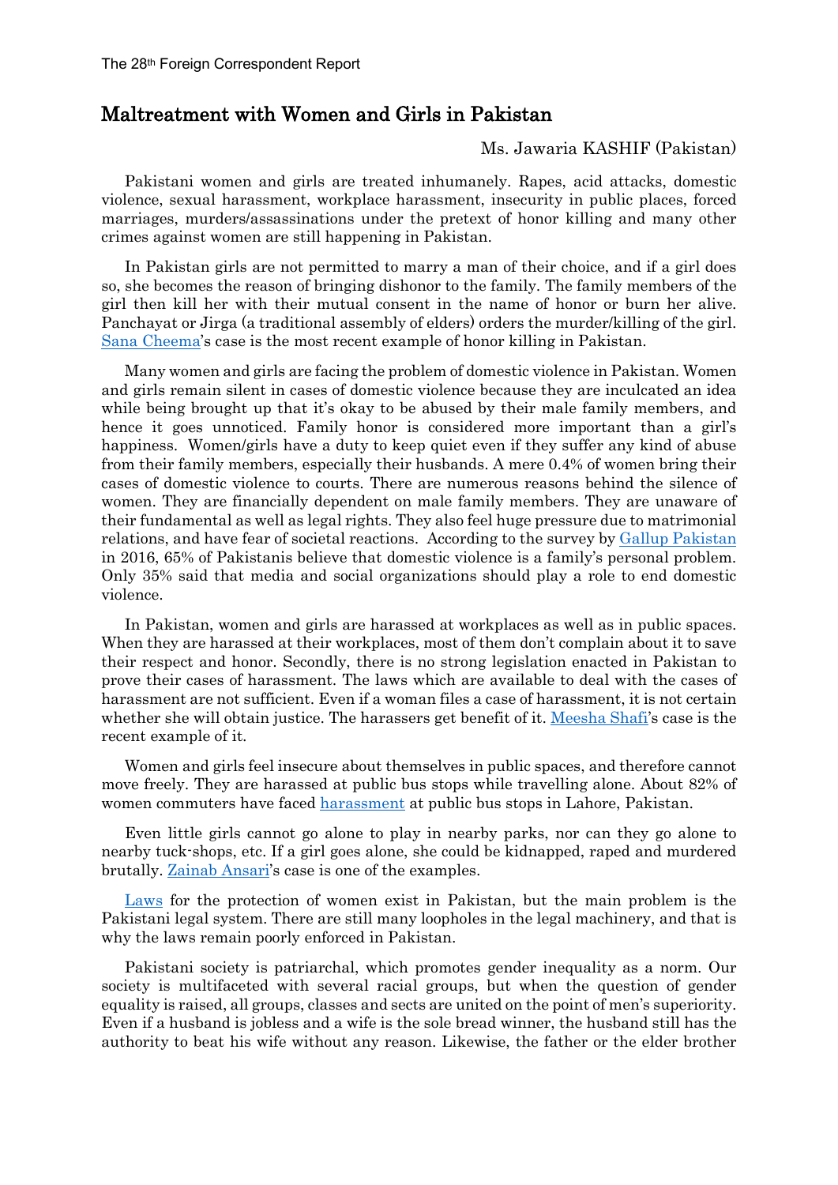# Maltreatment with Women and Girls in Pakistan

Ms. Jawaria KASHIF (Pakistan)

Pakistani women and girls are treated inhumanely. Rapes, acid attacks, domestic violence, sexual harassment, workplace harassment, insecurity in public places, forced marriages, murders/assassinations under the pretext of honor killing and many other crimes against women are still happening in Pakistan.

In Pakistan girls are not permitted to marry a man of their choice, and if a girl does so, she becomes the reason of bringing dishonor to the family. The family members of the girl then kill her with their mutual consent in the name of honor or burn her alive. Panchayat or Jirga (a traditional assembly of elders) orders the murder/killing of the girl. Sana Cheema's case is the most recent example of honor killing in Pakistan.

Many women and girls are facing the problem of domestic violence in Pakistan. Women and girls remain silent in cases of domestic violence because they are inculcated an idea while being brought up that it's okay to be abused by their male family members, and hence it goes unnoticed. Family honor is considered more important than a girl's happiness. Women/girls have a duty to keep quiet even if they suffer any kind of abuse from their family members, especially their husbands. A mere 0.4% of women bring their cases of domestic violence to courts. There are numerous reasons behind the silence of women. They are financially dependent on male family members. They are unaware of their fundamental as well as legal rights. They also feel huge pressure due to matrimonial relations, and have fear of societal reactions. According to the survey by Gallup Pakistan in 2016, 65% of Pakistanis believe that domestic violence is a family's personal problem. Only 35% said that media and social organizations should play a role to end domestic violence.

In Pakistan, women and girls are harassed at workplaces as well as in public spaces. When they are harassed at their workplaces, most of them don't complain about it to save their respect and honor. Secondly, there is no strong legislation enacted in Pakistan to prove their cases of harassment. The laws which are available to deal with the cases of harassment are not sufficient. Even if a woman files a case of harassment, it is not certain whether she will obtain justice. The harassers get benefit of it. Meesha Shafi's case is the recent example of it.

Women and girls feel insecure about themselves in public spaces, and therefore cannot move freely. They are harassed at public bus stops while travelling alone. About 82% of women commuters have faced harassment at public bus stops in Lahore, Pakistan.

Even little girls cannot go alone to play in nearby parks, nor can they go alone to nearby tuck-shops, etc. If a girl goes alone, she could be kidnapped, raped and murdered brutally. Zainab Ansari's case is one of the examples.

Laws for the protection of women exist in Pakistan, but the main problem is the Pakistani legal system. There are still many loopholes in the legal machinery, and that is why the laws remain poorly enforced in Pakistan.

Pakistani society is patriarchal, which promotes gender inequality as a norm. Our society is multifaceted with several racial groups, but when the question of gender equality is raised, all groups, classes and sects are united on the point of men's superiority. Even if a husband is jobless and a wife is the sole bread winner, the husband still has the authority to beat his wife without any reason. Likewise, the father or the elder brother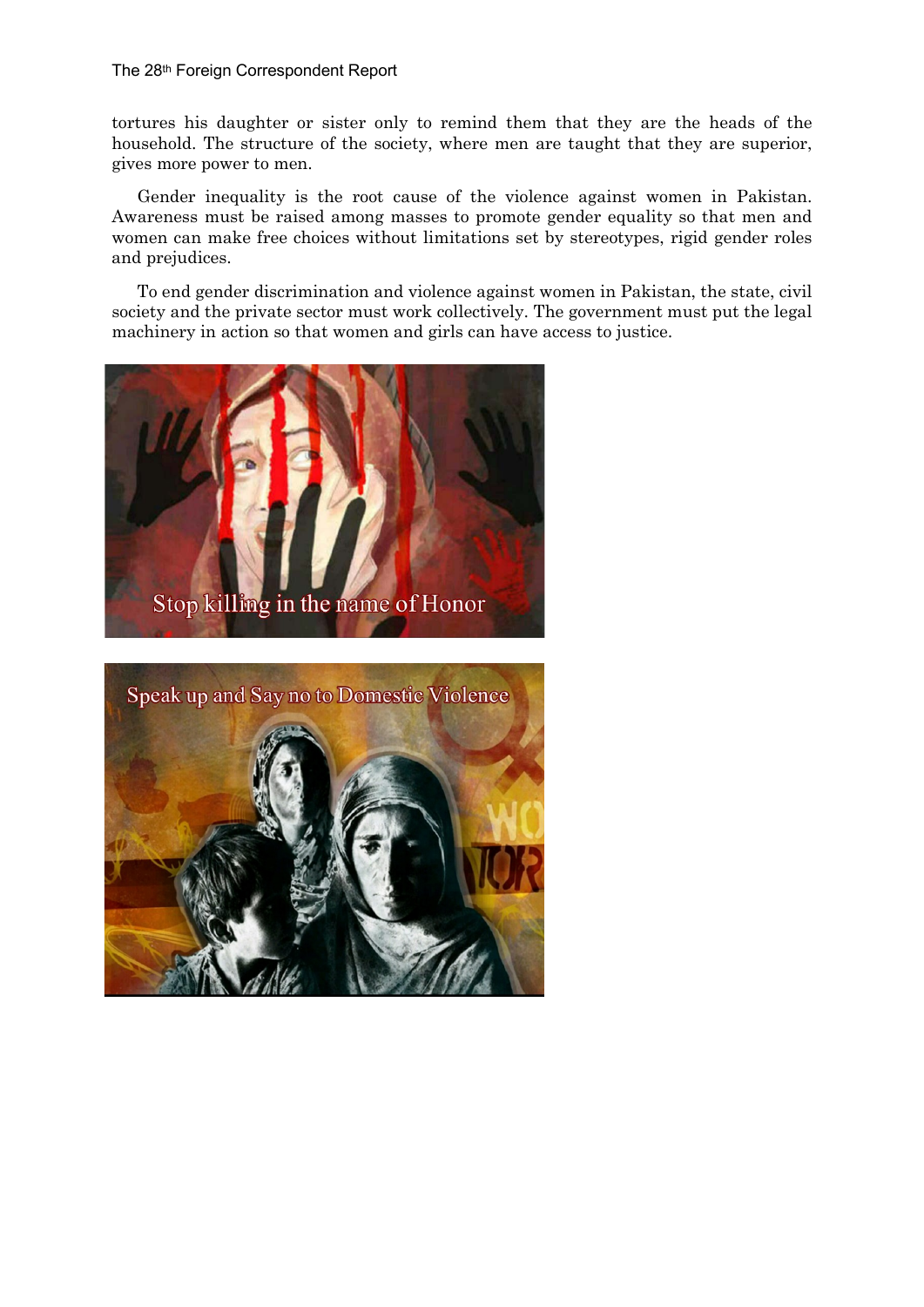tortures his daughter or sister only to remind them that they are the heads of the household. The structure of the society, where men are taught that they are superior, gives more power to men.

Gender inequality is the root cause of the violence against women in Pakistan. Awareness must be raised among masses to promote gender equality so that men and women can make free choices without limitations set by stereotypes, rigid gender roles and prejudices.

To end gender discrimination and violence against women in Pakistan, the state, civil society and the private sector must work collectively. The government must put the legal machinery in action so that women and girls can have access to justice.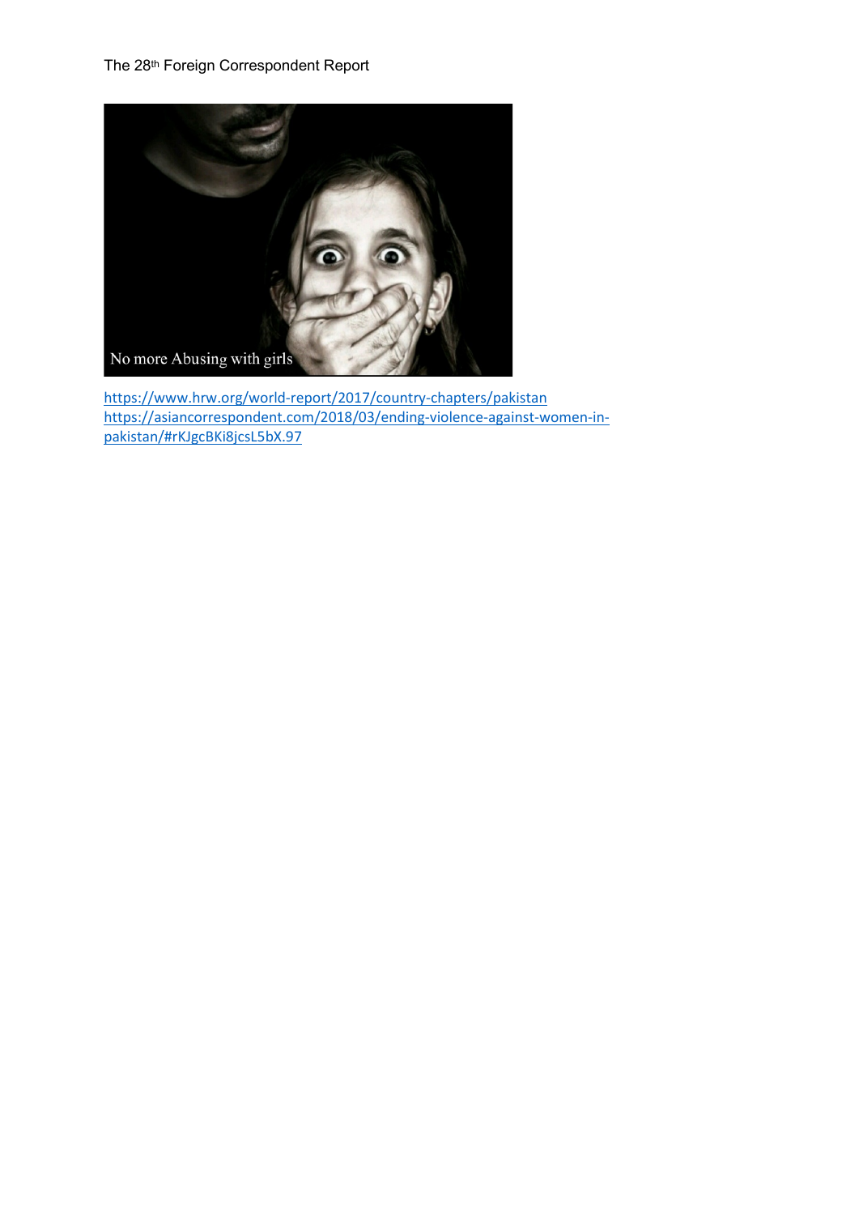No more Abusing with girls

https://www.hrw.org/world-report/2017/country-chapters/pakistan
https://asiancorrespondent.com/2018/03/ending-violence-against-women-in-pakistan/#rKJgcBKi8jcsL5bX.97